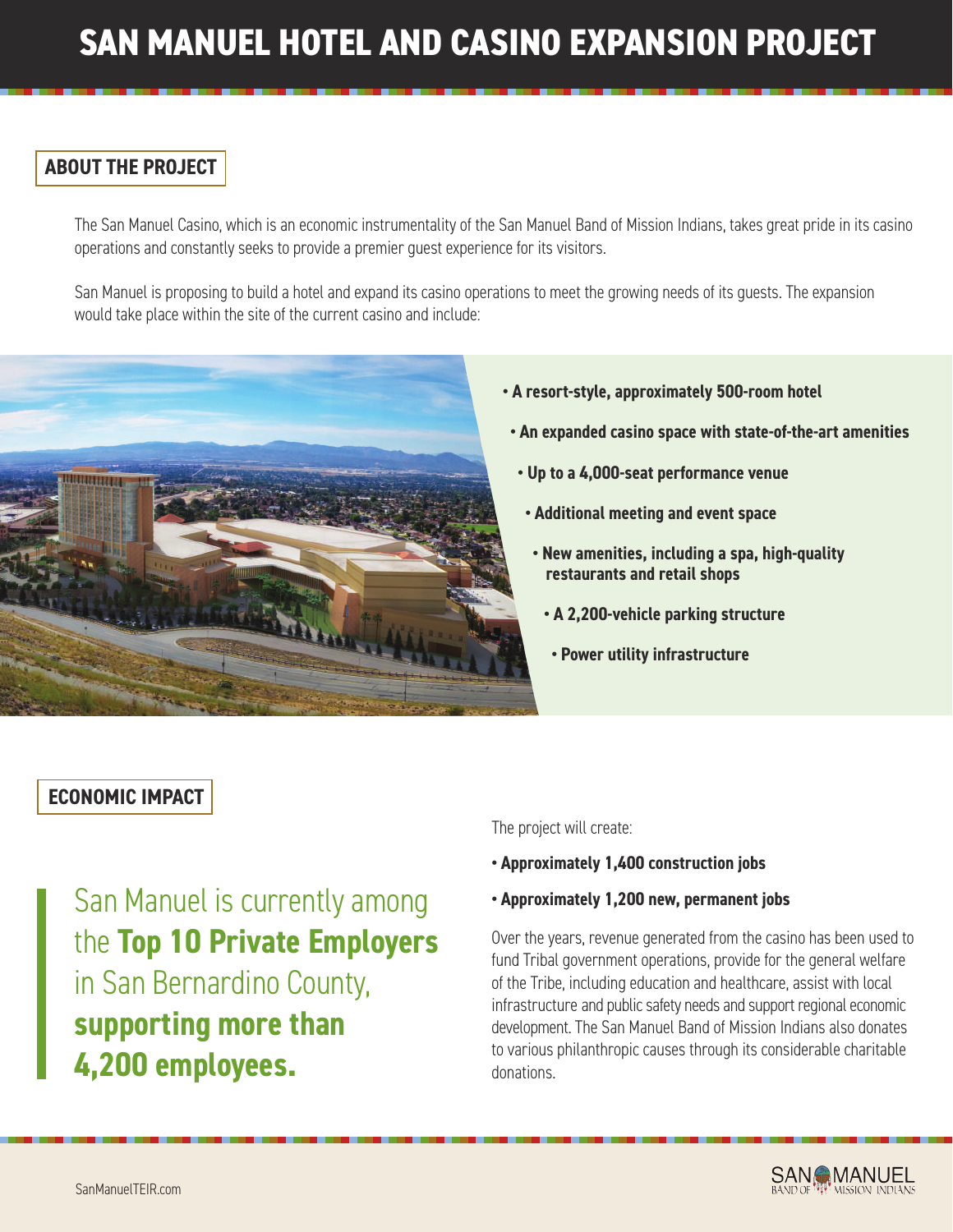# SAN MANUEL HOTEL AND CASINO EXPANSION PROJECT

## ABOUT THE PROJECT

The San Manuel Casino, which is an economic instrumentality of the San Manuel Band of Mission Indians, takes great pride in its casino operations and constantly seeks to provide a premier guest experience for its visitors.

San Manuel is proposing to build a hotel and expand its casino operations to meet the growing needs of its guests. The expansion would take place within the site of the current casino and include:

- **A resort-style, approximately 500-room hotel**
- **An expanded casino space with state-of-the-art amenities**
- **Up to a 4,000-seat performance venue**
- **Additional meeting and event space**
- **New amenities, including a spa, high-quality restaurants and retail shops**
- **A 2,200-vehicle parking structure**
- **Power utility infrastructure**

## ECONOMIC IMPACT

San Manuel is currently among the **Top 10 Private Employers** in San Bernardino County, **supporting more than 4,200 employees.**

The project will create:

- **Approximately 1,400 construction jobs**
- **Approximately 1,200 new, permanent jobs**

Over the years, revenue generated from the casino has been used to fund Tribal government operations, provide for the general welfare of the Tribe, including education and healthcare, assist with local infrastructure and public safety needs and support regional economic development. The San Manuel Band of Mission Indians also donates to various philanthropic causes through its considerable charitable donations.

SanManuelTEIR.com

SAN MANUEL BAND OF MISSION INDIANS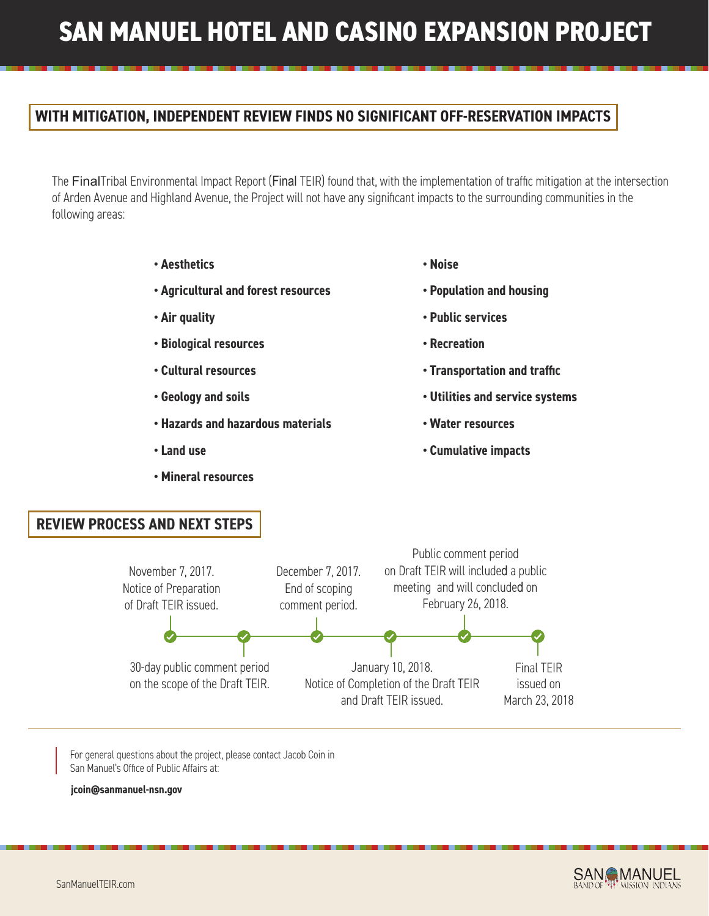# SAN MANUEL HOTEL AND CASINO EXPANSION PROJECT

## WITH MITIGATION, INDEPENDENT REVIEW FINDS NO SIGNIFICANT OFF-RESERVATION IMPACTS

The FinalTribal Environmental Impact Report (Final TEIR) found that, with the implementation of traffic mitigation at the intersection of Arden Avenue and Highland Avenue, the Project will not have any significant impacts to the surrounding communities in the following areas:

- **Aesthetics**
- **Agricultural and forest resources**
- **Air quality**
- **Biological resources**
- **Cultural resources**
- **Geology and soils**
- **Hazards and hazardous materials**
- **Land use**
- **Mineral resources**
- **Noise**
- **Population and housing**
- **Public services**
- **Recreation**
- **Transportation and traffic**
- **Utilities and service systems**
- **Water resources**
- **Cumulative impacts**

## REVIEW PROCESS AND NEXT STEPS

November 7, 2017. Notice of Preparation of Draft TEIR issued.

30-day public comment period on the scope of the Draft TEIR.

December 7, 2017. End of scoping comment period.

January 10, 2018. Notice of Completion of the Draft TEIR and Draft TEIR issued.

Public comment period on Draft TEIR will included a public meeting and will concluded on February 26, 2018.

Final TEIR issued on March 23, 2018

For general questions about the project, please contact Jacob Coin in San Manuel's Office of Public Affairs at:

**jcoin@sanmanuel-nsn.gov**

SanManuelTEIR.com

SAN MANUEL BAND OF MISSION INDIANS